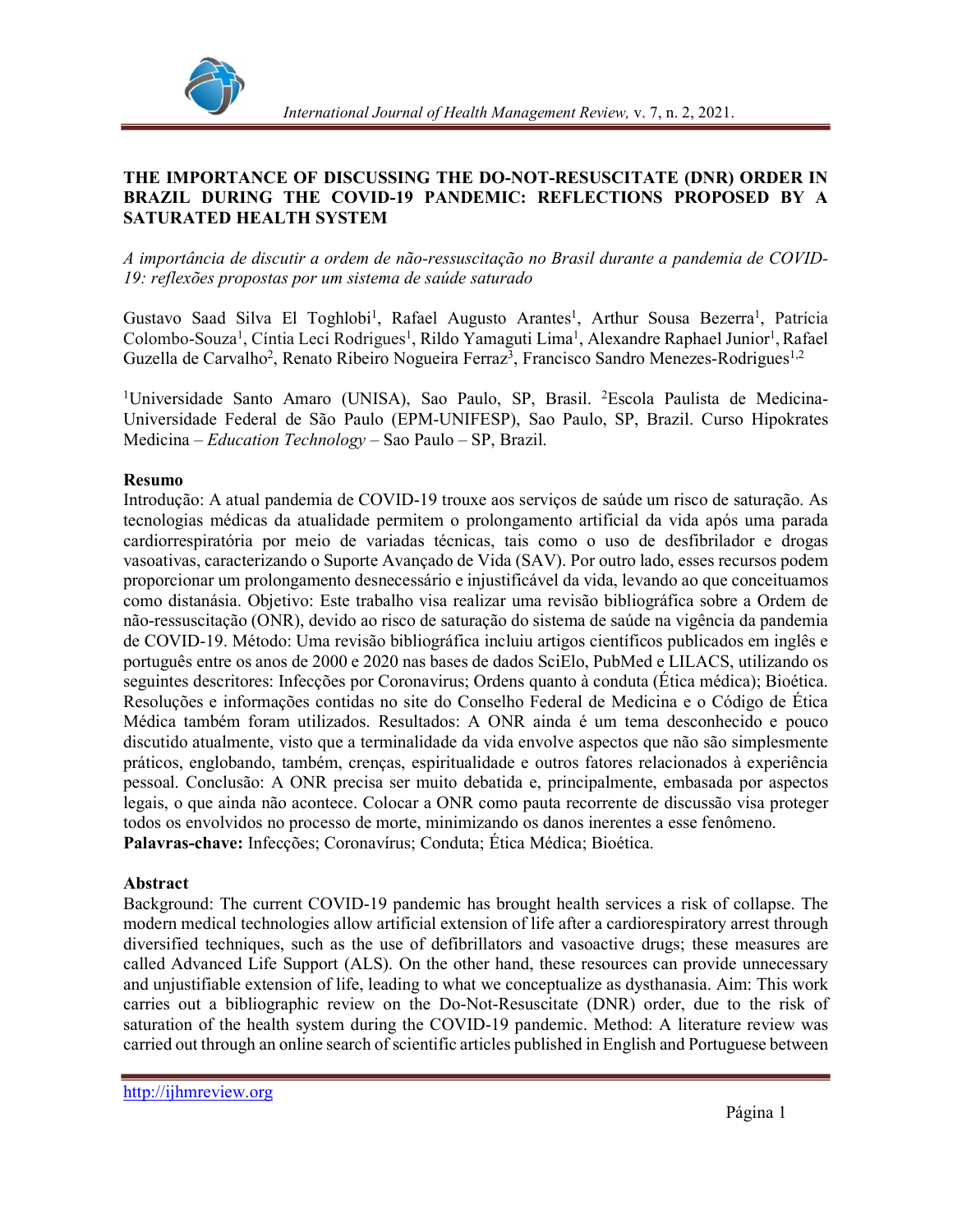# THE IMPORTANCE OF DISCUSSING THE DO-NOT-RESUSCITATE (DNR) ORDER IN BRAZIL DURING THE COVID-19 PANDEMIC: REFLECTIONS PROPOSED BY A SATURATED HEALTH SYSTEM

*A importância de discutir a ordem de não-ressuscitação no Brasil durante a pandemia de COVID-19: reflexões propostas por um sistema de saúde saturado*

Gustavo Saad Silva El Toghlobi[1], Rafael Augusto Arantes[1], Arthur Sousa Bezerra[1], Patrícia Colombo-Souza[1], Cíntia Leci Rodrigues[1], Rildo Yamaguti Lima[1], Alexandre Raphael Junior[1], Rafael Guzella de Carvalho[2], Renato Ribeiro Nogueira Ferraz[3], Francisco Sandro Menezes-Rodrigues[1,2]

[1]Universidade Santo Amaro (UNISA), Sao Paulo, SP, Brasil. [2]Escola Paulista de Medicina-Universidade Federal de São Paulo (EPM-UNIFESP), Sao Paulo, SP, Brazil. Curso Hipokrates Medicina – *Education Technology* – Sao Paulo – SP, Brazil.

## Resumo

Introdução: A atual pandemia de COVID-19 trouxe aos serviços de saúde um risco de saturação. As tecnologias médicas da atualidade permitem o prolongamento artificial da vida após uma parada cardiorrespiratória por meio de variadas técnicas, tais como o uso de desfibrilador e drogas vasoativas, caracterizando o Suporte Avançado de Vida (SAV). Por outro lado, esses recursos podem proporcionar um prolongamento desnecessário e injustificável da vida, levando ao que conceituamos como distanásia. Objetivo: Este trabalho visa realizar uma revisão bibliográfica sobre a Ordem de não-ressuscitação (ONR), devido ao risco de saturação do sistema de saúde na vigência da pandemia de COVID-19. Método: Uma revisão bibliográfica incluiu artigos científicos publicados em inglês e português entre os anos de 2000 e 2020 nas bases de dados SciElo, PubMed e LILACS, utilizando os seguintes descritores: Infecções por Coronavirus; Ordens quanto à conduta (Ética médica); Bioética. Resoluções e informações contidas no site do Conselho Federal de Medicina e o Código de Ética Médica também foram utilizados. Resultados: A ONR ainda é um tema desconhecido e pouco discutido atualmente, visto que a terminalidade da vida envolve aspectos que não são simplesmente práticos, englobando, também, crenças, espiritualidade e outros fatores relacionados à experiência pessoal. Conclusão: A ONR precisa ser muito debatida e, principalmente, embasada por aspectos legais, o que ainda não acontece. Colocar a ONR como pauta recorrente de discussão visa proteger todos os envolvidos no processo de morte, minimizando os danos inerentes a esse fenômeno.

**Palavras-chave:** Infecções; Coronavírus; Conduta; Ética Médica; Bioética.

## Abstract

Background: The current COVID-19 pandemic has brought health services a risk of collapse. The modern medical technologies allow artificial extension of life after a cardiorespiratory arrest through diversified techniques, such as the use of defibrillators and vasoactive drugs; these measures are called Advanced Life Support (ALS). On the other hand, these resources can provide unnecessary and unjustifiable extension of life, leading to what we conceptualize as dysthanasia. Aim: This work carries out a bibliographic review on the Do-Not-Resuscitate (DNR) order, due to the risk of saturation of the health system during the COVID-19 pandemic. Method: A literature review was carried out through an online search of scientific articles published in English and Portuguese between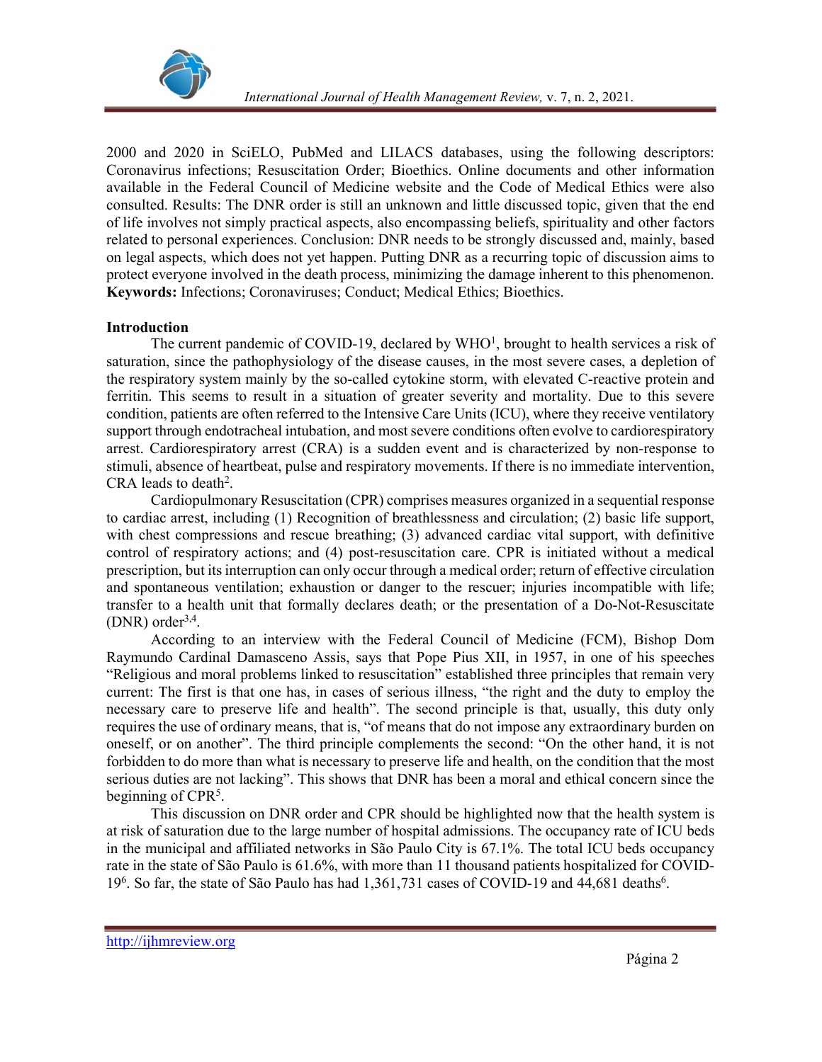2000 and 2020 in SciELO, PubMed and LILACS databases, using the following descriptors: Coronavirus infections; Resuscitation Order; Bioethics. Online documents and other information available in the Federal Council of Medicine website and the Code of Medical Ethics were also consulted. Results: The DNR order is still an unknown and little discussed topic, given that the end of life involves not simply practical aspects, also encompassing beliefs, spirituality and other factors related to personal experiences. Conclusion: DNR needs to be strongly discussed and, mainly, based on legal aspects, which does not yet happen. Putting DNR as a recurring topic of discussion aims to protect everyone involved in the death process, minimizing the damage inherent to this phenomenon.
**Keywords:** Infections; Coronaviruses; Conduct; Medical Ethics; Bioethics.

## Introduction

The current pandemic of COVID-19, declared by WHO[1], brought to health services a risk of saturation, since the pathophysiology of the disease causes, in the most severe cases, a depletion of the respiratory system mainly by the so-called cytokine storm, with elevated C-reactive protein and ferritin. This seems to result in a situation of greater severity and mortality. Due to this severe condition, patients are often referred to the Intensive Care Units (ICU), where they receive ventilatory support through endotracheal intubation, and most severe conditions often evolve to cardiorespiratory arrest. Cardiorespiratory arrest (CRA) is a sudden event and is characterized by non-response to stimuli, absence of heartbeat, pulse and respiratory movements. If there is no immediate intervention, CRA leads to death[2].

Cardiopulmonary Resuscitation (CPR) comprises measures organized in a sequential response to cardiac arrest, including (1) Recognition of breathlessness and circulation; (2) basic life support, with chest compressions and rescue breathing; (3) advanced cardiac vital support, with definitive control of respiratory actions; and (4) post-resuscitation care. CPR is initiated without a medical prescription, but its interruption can only occur through a medical order; return of effective circulation and spontaneous ventilation; exhaustion or danger to the rescuer; injuries incompatible with life; transfer to a health unit that formally declares death; or the presentation of a Do-Not-Resuscitate (DNR) order[3,4].

According to an interview with the Federal Council of Medicine (FCM), Bishop Dom Raymundo Cardinal Damasceno Assis, says that Pope Pius XII, in 1957, in one of his speeches "Religious and moral problems linked to resuscitation" established three principles that remain very current: The first is that one has, in cases of serious illness, "the right and the duty to employ the necessary care to preserve life and health". The second principle is that, usually, this duty only requires the use of ordinary means, that is, "of means that do not impose any extraordinary burden on oneself, or on another". The third principle complements the second: "On the other hand, it is not forbidden to do more than what is necessary to preserve life and health, on the condition that the most serious duties are not lacking". This shows that DNR has been a moral and ethical concern since the beginning of CPR[5].

This discussion on DNR order and CPR should be highlighted now that the health system is at risk of saturation due to the large number of hospital admissions. The occupancy rate of ICU beds in the municipal and affiliated networks in São Paulo City is 67.1%. The total ICU beds occupancy rate in the state of São Paulo is 61.6%, with more than 11 thousand patients hospitalized for COVID-19[6]. So far, the state of São Paulo has had 1,361,731 cases of COVID-19 and 44,681 deaths[6].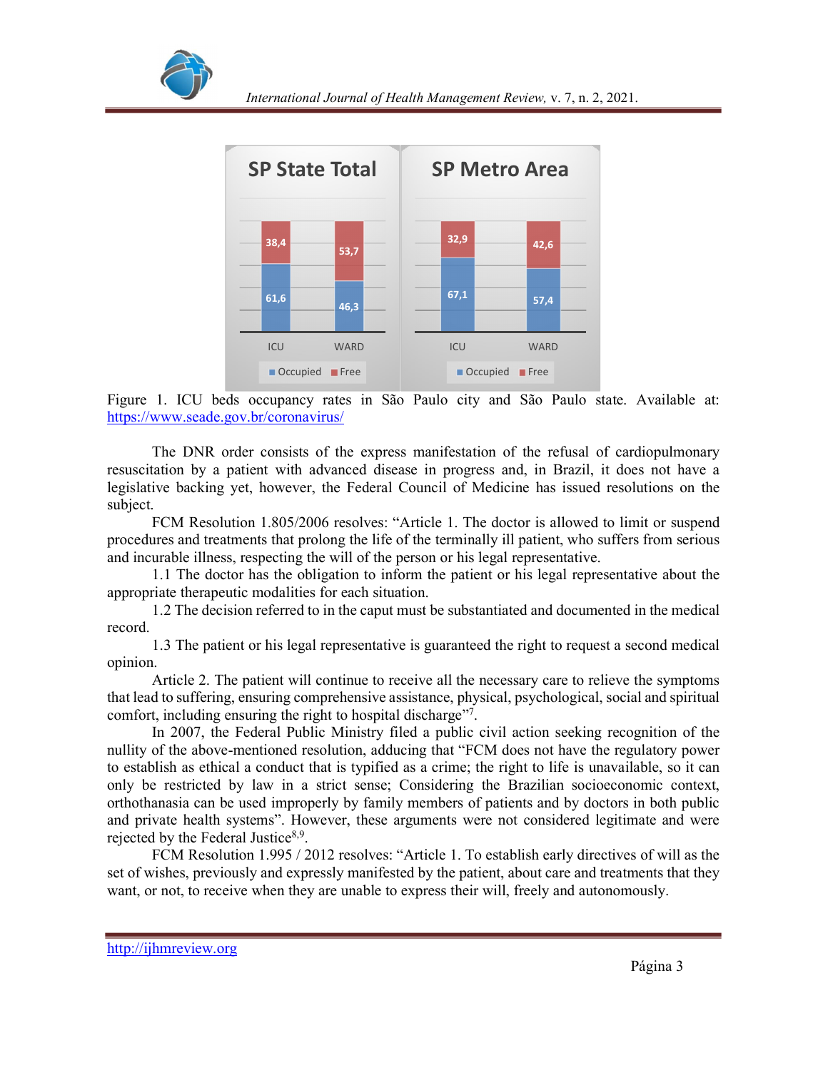Figure 1. ICU beds occupancy rates in São Paulo city and São Paulo state. Available at: https://www.seade.gov.br/coronavirus/

The DNR order consists of the express manifestation of the refusal of cardiopulmonary resuscitation by a patient with advanced disease in progress and, in Brazil, it does not have a legislative backing yet, however, the Federal Council of Medicine has issued resolutions on the subject.

FCM Resolution 1.805/2006 resolves: "Article 1. The doctor is allowed to limit or suspend procedures and treatments that prolong the life of the terminally ill patient, who suffers from serious and incurable illness, respecting the will of the person or his legal representative.

1.1 The doctor has the obligation to inform the patient or his legal representative about the appropriate therapeutic modalities for each situation.

1.2 The decision referred to in the caput must be substantiated and documented in the medical record.

1.3 The patient or his legal representative is guaranteed the right to request a second medical opinion.

Article 2. The patient will continue to receive all the necessary care to relieve the symptoms that lead to suffering, ensuring comprehensive assistance, physical, psychological, social and spiritual comfort, including ensuring the right to hospital discharge"[7].

In 2007, the Federal Public Ministry filed a public civil action seeking recognition of the nullity of the above-mentioned resolution, adducing that "FCM does not have the regulatory power to establish as ethical a conduct that is typified as a crime; the right to life is unavailable, so it can only be restricted by law in a strict sense; Considering the Brazilian socioeconomic context, orthothanasia can be used improperly by family members of patients and by doctors in both public and private health systems". However, these arguments were not considered legitimate and were rejected by the Federal Justice[8,9].

FCM Resolution 1.995 / 2012 resolves: "Article 1. To establish early directives of will as the set of wishes, previously and expressly manifested by the patient, about care and treatments that they want, or not, to receive when they are unable to express their will, freely and autonomously.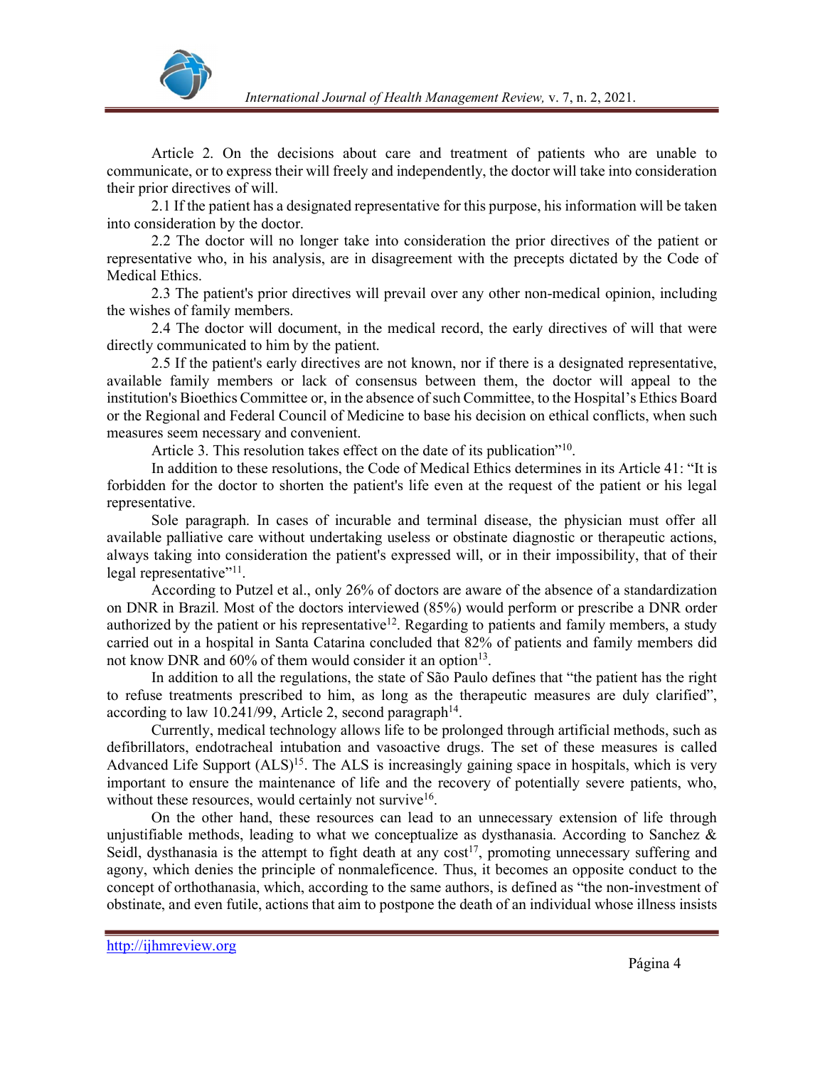Article 2. On the decisions about care and treatment of patients who are unable to communicate, or to express their will freely and independently, the doctor will take into consideration their prior directives of will.

2.1 If the patient has a designated representative for this purpose, his information will be taken into consideration by the doctor.

2.2 The doctor will no longer take into consideration the prior directives of the patient or representative who, in his analysis, are in disagreement with the precepts dictated by the Code of Medical Ethics.

2.3 The patient's prior directives will prevail over any other non-medical opinion, including the wishes of family members.

2.4 The doctor will document, in the medical record, the early directives of will that were directly communicated to him by the patient.

2.5 If the patient's early directives are not known, nor if there is a designated representative, available family members or lack of consensus between them, the doctor will appeal to the institution's Bioethics Committee or, in the absence of such Committee, to the Hospital's Ethics Board or the Regional and Federal Council of Medicine to base his decision on ethical conflicts, when such measures seem necessary and convenient.

Article 3. This resolution takes effect on the date of its publication"[10].

In addition to these resolutions, the Code of Medical Ethics determines in its Article 41: "It is forbidden for the doctor to shorten the patient's life even at the request of the patient or his legal representative.

Sole paragraph. In cases of incurable and terminal disease, the physician must offer all available palliative care without undertaking useless or obstinate diagnostic or therapeutic actions, always taking into consideration the patient's expressed will, or in their impossibility, that of their legal representative"[11].

According to Putzel et al., only 26% of doctors are aware of the absence of a standardization on DNR in Brazil. Most of the doctors interviewed (85%) would perform or prescribe a DNR order authorized by the patient or his representative[12]. Regarding to patients and family members, a study carried out in a hospital in Santa Catarina concluded that 82% of patients and family members did not know DNR and 60% of them would consider it an option[13].

In addition to all the regulations, the state of São Paulo defines that "the patient has the right to refuse treatments prescribed to him, as long as the therapeutic measures are duly clarified", according to law 10.241/99, Article 2, second paragraph[14].

Currently, medical technology allows life to be prolonged through artificial methods, such as defibrillators, endotracheal intubation and vasoactive drugs. The set of these measures is called Advanced Life Support (ALS)[15]. The ALS is increasingly gaining space in hospitals, which is very important to ensure the maintenance of life and the recovery of potentially severe patients, who, without these resources, would certainly not survive[16].

On the other hand, these resources can lead to an unnecessary extension of life through unjustifiable methods, leading to what we conceptualize as dysthanasia. According to Sanchez & Seidl, dysthanasia is the attempt to fight death at any cost[17], promoting unnecessary suffering and agony, which denies the principle of nonmaleficence. Thus, it becomes an opposite conduct to the concept of orthothanasia, which, according to the same authors, is defined as "the non-investment of obstinate, and even futile, actions that aim to postpone the death of an individual whose illness insists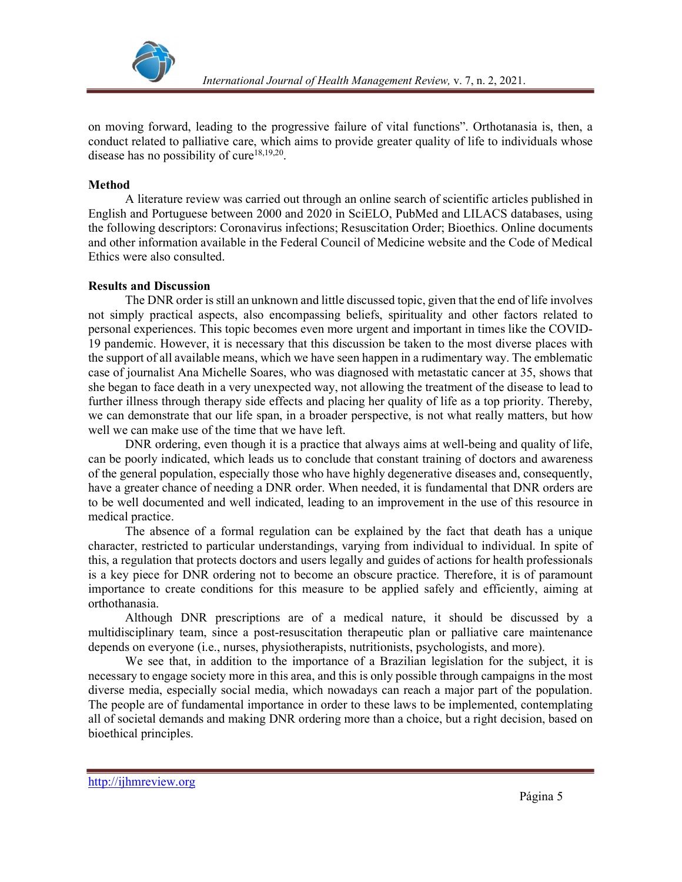on moving forward, leading to the progressive failure of vital functions". Orthotanasia is, then, a conduct related to palliative care, which aims to provide greater quality of life to individuals whose disease has no possibility of cure[18,19,20].

## Method

A literature review was carried out through an online search of scientific articles published in English and Portuguese between 2000 and 2020 in SciELO, PubMed and LILACS databases, using the following descriptors: Coronavirus infections; Resuscitation Order; Bioethics. Online documents and other information available in the Federal Council of Medicine website and the Code of Medical Ethics were also consulted.

## Results and Discussion

The DNR order is still an unknown and little discussed topic, given that the end of life involves not simply practical aspects, also encompassing beliefs, spirituality and other factors related to personal experiences. This topic becomes even more urgent and important in times like the COVID-19 pandemic. However, it is necessary that this discussion be taken to the most diverse places with the support of all available means, which we have seen happen in a rudimentary way. The emblematic case of journalist Ana Michelle Soares, who was diagnosed with metastatic cancer at 35, shows that she began to face death in a very unexpected way, not allowing the treatment of the disease to lead to further illness through therapy side effects and placing her quality of life as a top priority. Thereby, we can demonstrate that our life span, in a broader perspective, is not what really matters, but how well we can make use of the time that we have left.

DNR ordering, even though it is a practice that always aims at well-being and quality of life, can be poorly indicated, which leads us to conclude that constant training of doctors and awareness of the general population, especially those who have highly degenerative diseases and, consequently, have a greater chance of needing a DNR order. When needed, it is fundamental that DNR orders are to be well documented and well indicated, leading to an improvement in the use of this resource in medical practice.

The absence of a formal regulation can be explained by the fact that death has a unique character, restricted to particular understandings, varying from individual to individual. In spite of this, a regulation that protects doctors and users legally and guides of actions for health professionals is a key piece for DNR ordering not to become an obscure practice. Therefore, it is of paramount importance to create conditions for this measure to be applied safely and efficiently, aiming at orthothanasia.

Although DNR prescriptions are of a medical nature, it should be discussed by a multidisciplinary team, since a post-resuscitation therapeutic plan or palliative care maintenance depends on everyone (i.e., nurses, physiotherapists, nutritionists, psychologists, and more).

We see that, in addition to the importance of a Brazilian legislation for the subject, it is necessary to engage society more in this area, and this is only possible through campaigns in the most diverse media, especially social media, which nowadays can reach a major part of the population. The people are of fundamental importance in order to these laws to be implemented, contemplating all of societal demands and making DNR ordering more than a choice, but a right decision, based on bioethical principles.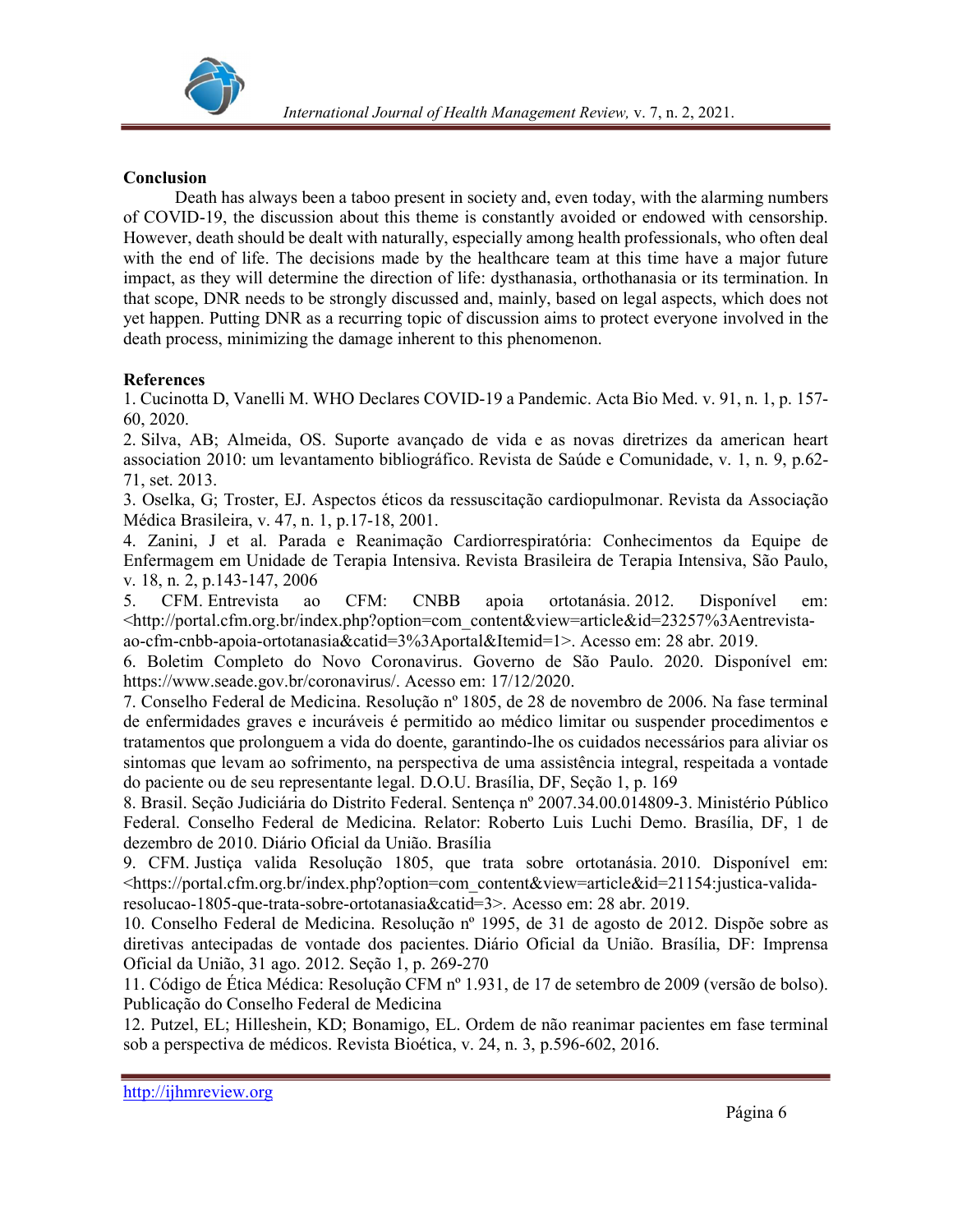## Conclusion

Death has always been a taboo present in society and, even today, with the alarming numbers of COVID-19, the discussion about this theme is constantly avoided or endowed with censorship. However, death should be dealt with naturally, especially among health professionals, who often deal with the end of life. The decisions made by the healthcare team at this time have a major future impact, as they will determine the direction of life: dysthanasia, orthothanasia or its termination. In that scope, DNR needs to be strongly discussed and, mainly, based on legal aspects, which does not yet happen. Putting DNR as a recurring topic of discussion aims to protect everyone involved in the death process, minimizing the damage inherent to this phenomenon.

## References

1. Cucinotta D, Vanelli M. WHO Declares COVID-19 a Pandemic. Acta Bio Med. v. 91, n. 1, p. 157-60, 2020.
2. Silva, AB; Almeida, OS. Suporte avançado de vida e as novas diretrizes da american heart association 2010: um levantamento bibliográfico. Revista de Saúde e Comunidade, v. 1, n. 9, p.62-71, set. 2013.
3. Oselka, G; Troster, EJ. Aspectos éticos da ressuscitação cardiopulmonar. Revista da Associação Médica Brasileira, v. 47, n. 1, p.17-18, 2001.
4. Zanini, J et al. Parada e Reanimação Cardiorrespiratória: Conhecimentos da Equipe de Enfermagem em Unidade de Terapia Intensiva. Revista Brasileira de Terapia Intensiva, São Paulo, v. 18, n. 2, p.143-147, 2006
5. CFM. Entrevista ao CFM: CNBB apoia ortotanásia. 2012. Disponível em: <http://portal.cfm.org.br/index.php?option=com_content&view=article&id=23257%3Aentrevista-ao-cfm-cnbb-apoia-ortotanasia&catid=3%3Aportal&Itemid=1>. Acesso em: 28 abr. 2019.
6. Boletim Completo do Novo Coronavirus. Governo de São Paulo. 2020. Disponível em: https://www.seade.gov.br/coronavirus/. Acesso em: 17/12/2020.
7. Conselho Federal de Medicina. Resolução nº 1805, de 28 de novembro de 2006. Na fase terminal de enfermidades graves e incuráveis é permitido ao médico limitar ou suspender procedimentos e tratamentos que prolonguem a vida do doente, garantindo-lhe os cuidados necessários para aliviar os sintomas que levam ao sofrimento, na perspectiva de uma assistência integral, respeitada a vontade do paciente ou de seu representante legal. D.O.U. Brasília, DF, Seção 1, p. 169
8. Brasil. Seção Judiciária do Distrito Federal. Sentença nº 2007.34.00.014809-3. Ministério Público Federal. Conselho Federal de Medicina. Relator: Roberto Luis Luchi Demo. Brasília, DF, 1 de dezembro de 2010. Diário Oficial da União. Brasília
9. CFM. Justiça valida Resolução 1805, que trata sobre ortotanásia. 2010. Disponível em: <https://portal.cfm.org.br/index.php?option=com_content&view=article&id=21154:justica-valida-resolucao-1805-que-trata-sobre-ortotanasia&catid=3>. Acesso em: 28 abr. 2019.
10. Conselho Federal de Medicina. Resolução nº 1995, de 31 de agosto de 2012. Dispõe sobre as diretivas antecipadas de vontade dos pacientes. Diário Oficial da União. Brasília, DF: Imprensa Oficial da União, 31 ago. 2012. Seção 1, p. 269-270
11. Código de Ética Médica: Resolução CFM nº 1.931, de 17 de setembro de 2009 (versão de bolso). Publicação do Conselho Federal de Medicina
12. Putzel, EL; Hilleshein, KD; Bonamigo, EL. Ordem de não reanimar pacientes em fase terminal sob a perspectiva de médicos. Revista Bioética, v. 24, n. 3, p.596-602, 2016.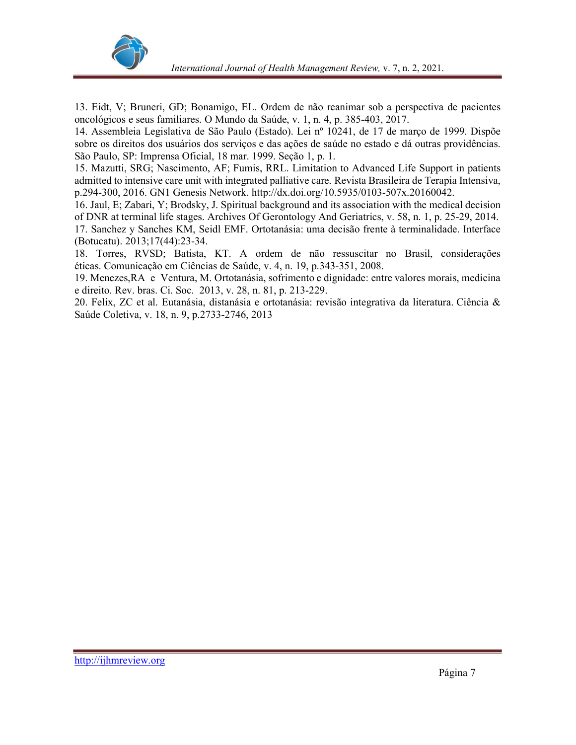13. Eidt, V; Bruneri, GD; Bonamigo, EL. Ordem de não reanimar sob a perspectiva de pacientes oncológicos e seus familiares. O Mundo da Saúde, v. 1, n. 4, p. 385-403, 2017.

14. Assembleia Legislativa de São Paulo (Estado). Lei nº 10241, de 17 de março de 1999. Dispõe sobre os direitos dos usuários dos serviços e das ações de saúde no estado e dá outras providências. São Paulo, SP: Imprensa Oficial, 18 mar. 1999. Seção 1, p. 1.

15. Mazutti, SRG; Nascimento, AF; Fumis, RRL. Limitation to Advanced Life Support in patients admitted to intensive care unit with integrated palliative care. Revista Brasileira de Terapia Intensiva, p.294-300, 2016. GN1 Genesis Network. http://dx.doi.org/10.5935/0103-507x.20160042.

16. Jaul, E; Zabari, Y; Brodsky, J. Spiritual background and its association with the medical decision of DNR at terminal life stages. Archives Of Gerontology And Geriatrics, v. 58, n. 1, p. 25-29, 2014.

17. Sanchez y Sanches KM, Seidl EMF. Ortotanásia: uma decisão frente à terminalidade. Interface (Botucatu). 2013;17(44):23-34.

18. Torres, RVSD; Batista, KT. A ordem de não ressuscitar no Brasil, considerações éticas. Comunicação em Ciências de Saúde, v. 4, n. 19, p.343-351, 2008.

19. Menezes,RA e Ventura, M. Ortotanásia, sofrimento e dignidade: entre valores morais, medicina e direito. Rev. bras. Ci. Soc. 2013, v. 28, n. 81, p. 213-229.

20. Felix, ZC et al. Eutanásia, distanásia e ortotanásia: revisão integrativa da literatura. Ciência & Saúde Coletiva, v. 18, n. 9, p.2733-2746, 2013